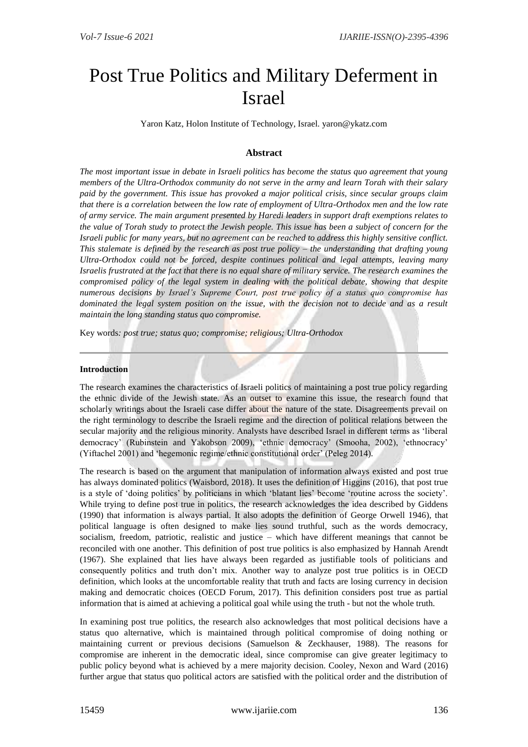# Post True Politics and Military Deferment in Israel

Yaron Katz, Holon Institute of Technology, Israel. yaron@ykatz.com

## Abstract

*The most important issue in debate in Israeli politics has become the status quo agreement that young members of the Ultra-Orthodox community do not serve in the army and learn Torah with their salary paid by the government. This issue has provoked a major political crisis, since secular groups claim that there is a correlation between the low rate of employment of Ultra-Orthodox men and the low rate of army service. The main argument presented by Haredi leaders in support draft exemptions relates to the value of Torah study to protect the Jewish people. This issue has been a subject of concern for the Israeli public for many years, but no agreement can be reached to address this highly sensitive conflict. This stalemate is defined by the research as post true policy – the understanding that drafting young Ultra-Orthodox could not be forced, despite continues political and legal attempts, leaving many Israelis frustrated at the fact that there is no equal share of military service. The research examines the compromised policy of the legal system in dealing with the political debate, showing that despite numerous decisions by Israel's Supreme Court, post true policy of a status quo compromise has dominated the legal system position on the issue, with the decision not to decide and as a result maintain the long standing status quo compromise.*

Key words*: post true; status quo; compromise; religious; Ultra-Orthodox*

---

### Introduction

The research examines the characteristics of Israeli politics of maintaining a post true policy regarding the ethnic divide of the Jewish state. As an outset to examine this issue, the research found that scholarly writings about the Israeli case differ about the nature of the state. Disagreements prevail on the right terminology to describe the Israeli regime and the direction of political relations between the secular majority and the religious minority. Analysts have described Israel in different terms as 'liberal democracy' (Rubinstein and Yakobson 2009), 'ethnic democracy' (Smooha, 2002), 'ethnocracy' (Yiftachel 2001) and 'hegemonic regime/ethnic constitutional order' (Peleg 2014).

The research is based on the argument that manipulation of information always existed and post true has always dominated politics (Waisbord, 2018). It uses the definition of Higgins (2016), that post true is a style of 'doing politics' by politicians in which 'blatant lies' become 'routine across the society'. While trying to define post true in politics, the research acknowledges the idea described by Giddens (1990) that information is always partial. It also adopts the definition of George Orwell 1946), that political language is often designed to make lies sound truthful, such as the words democracy, socialism, freedom, patriotic, realistic and justice – which have different meanings that cannot be reconciled with one another. This definition of post true politics is also emphasized by Hannah Arendt (1967). She explained that lies have always been regarded as justifiable tools of politicians and consequently politics and truth don't mix. Another way to analyze post true politics is in OECD definition, which looks at the uncomfortable reality that truth and facts are losing currency in decision making and democratic choices (OECD Forum, 2017). This definition considers post true as partial information that is aimed at achieving a political goal while using the truth - but not the whole truth.

In examining post true politics, the research also acknowledges that most political decisions have a status quo alternative, which is maintained through political compromise of doing nothing or maintaining current or previous decisions (Samuelson & Zeckhauser, 1988). The reasons for compromise are inherent in the democratic ideal, since compromise can give greater legitimacy to public policy beyond what is achieved by a mere majority decision. Cooley, Nexon and Ward (2016) further argue that status quo political actors are satisfied with the political order and the distribution of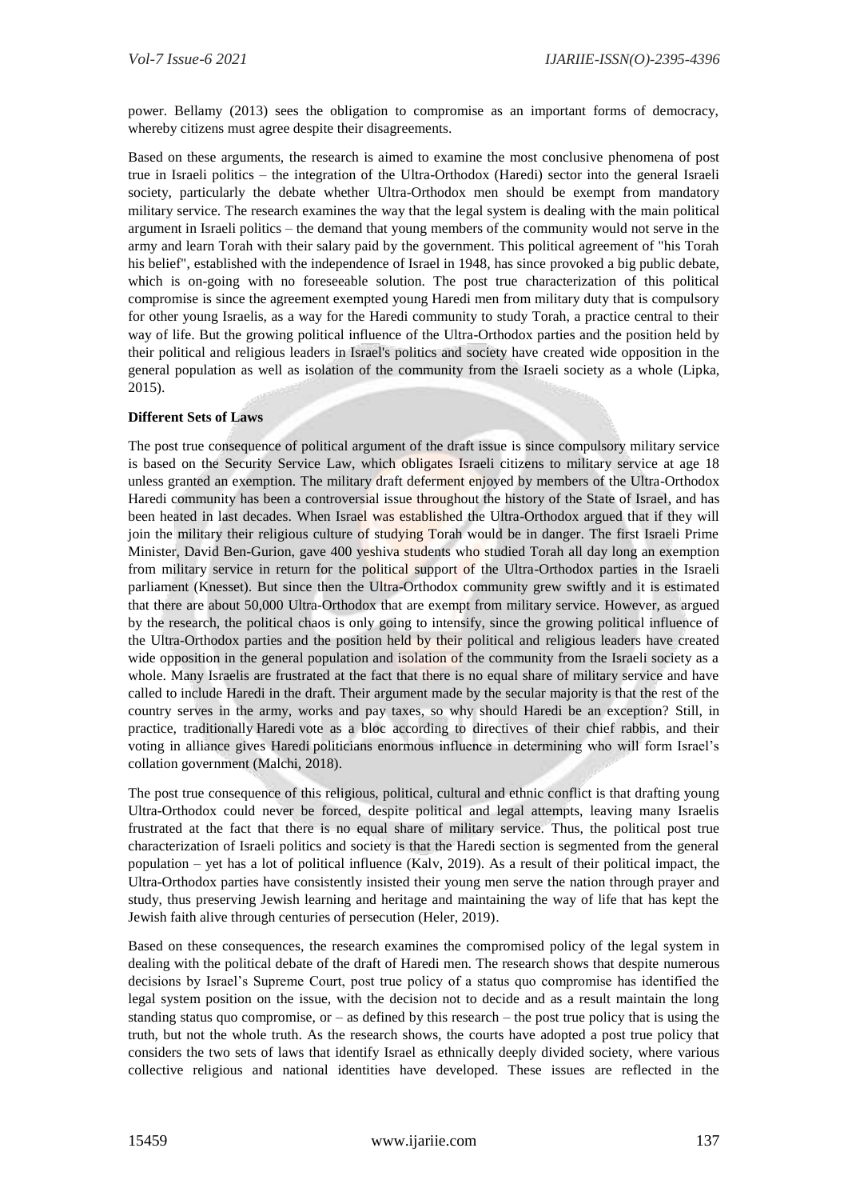power. Bellamy (2013) sees the obligation to compromise as an important forms of democracy, whereby citizens must agree despite their disagreements.

Based on these arguments, the research is aimed to examine the most conclusive phenomena of post true in Israeli politics – the integration of the Ultra-Orthodox (Haredi) sector into the general Israeli society, particularly the debate whether Ultra-Orthodox men should be exempt from mandatory military service. The research examines the way that the legal system is dealing with the main political argument in Israeli politics – the demand that young members of the community would not serve in the army and learn Torah with their salary paid by the government. This political agreement of "his Torah his belief", established with the independence of Israel in 1948, has since provoked a big public debate, which is on-going with no foreseeable solution. The post true characterization of this political compromise is since the agreement exempted young Haredi men from military duty that is compulsory for other young Israelis, as a way for the Haredi community to study Torah, a practice central to their way of life. But the growing political influence of the Ultra-Orthodox parties and the position held by their political and religious leaders in Israel's politics and society have created wide opposition in the general population as well as isolation of the community from the Israeli society as a whole (Lipka, 2015).

**Different Sets of Laws**

The post true consequence of political argument of the draft issue is since compulsory military service is based on the Security Service Law, which obligates Israeli citizens to military service at age 18 unless granted an exemption. The military draft deferment enjoyed by members of the Ultra-Orthodox Haredi community has been a controversial issue throughout the history of the State of Israel, and has been heated in last decades. When Israel was established the Ultra-Orthodox argued that if they will join the military their religious culture of studying Torah would be in danger. The first Israeli Prime Minister, David Ben-Gurion, gave 400 yeshiva students who studied Torah all day long an exemption from military service in return for the political support of the Ultra-Orthodox parties in the Israeli parliament (Knesset). But since then the Ultra-Orthodox community grew swiftly and it is estimated that there are about 50,000 Ultra-Orthodox that are exempt from military service. However, as argued by the research, the political chaos is only going to intensify, since the growing political influence of the Ultra-Orthodox parties and the position held by their political and religious leaders have created wide opposition in the general population and isolation of the community from the Israeli society as a whole. Many Israelis are frustrated at the fact that there is no equal share of military service and have called to include Haredi in the draft. Their argument made by the secular majority is that the rest of the country serves in the army, works and pay taxes, so why should Haredi be an exception? Still, in practice, traditionally Haredi vote as a bloc according to directives of their chief rabbis, and their voting in alliance gives Haredi politicians enormous influence in determining who will form Israel's collation government (Malchi, 2018).

The post true consequence of this religious, political, cultural and ethnic conflict is that drafting young Ultra-Orthodox could never be forced, despite political and legal attempts, leaving many Israelis frustrated at the fact that there is no equal share of military service. Thus, the political post true characterization of Israeli politics and society is that the Haredi section is segmented from the general population – yet has a lot of political influence (Kalv, 2019). As a result of their political impact, the Ultra-Orthodox parties have consistently insisted their young men serve the nation through prayer and study, thus preserving Jewish learning and heritage and maintaining the way of life that has kept the Jewish faith alive through centuries of persecution (Heler, 2019).

Based on these consequences, the research examines the compromised policy of the legal system in dealing with the political debate of the draft of Haredi men. The research shows that despite numerous decisions by Israel's Supreme Court, post true policy of a status quo compromise has identified the legal system position on the issue, with the decision not to decide and as a result maintain the long standing status quo compromise, or – as defined by this research – the post true policy that is using the truth, but not the whole truth. As the research shows, the courts have adopted a post true policy that considers the two sets of laws that identify Israel as ethnically deeply divided society, where various collective religious and national identities have developed. These issues are reflected in the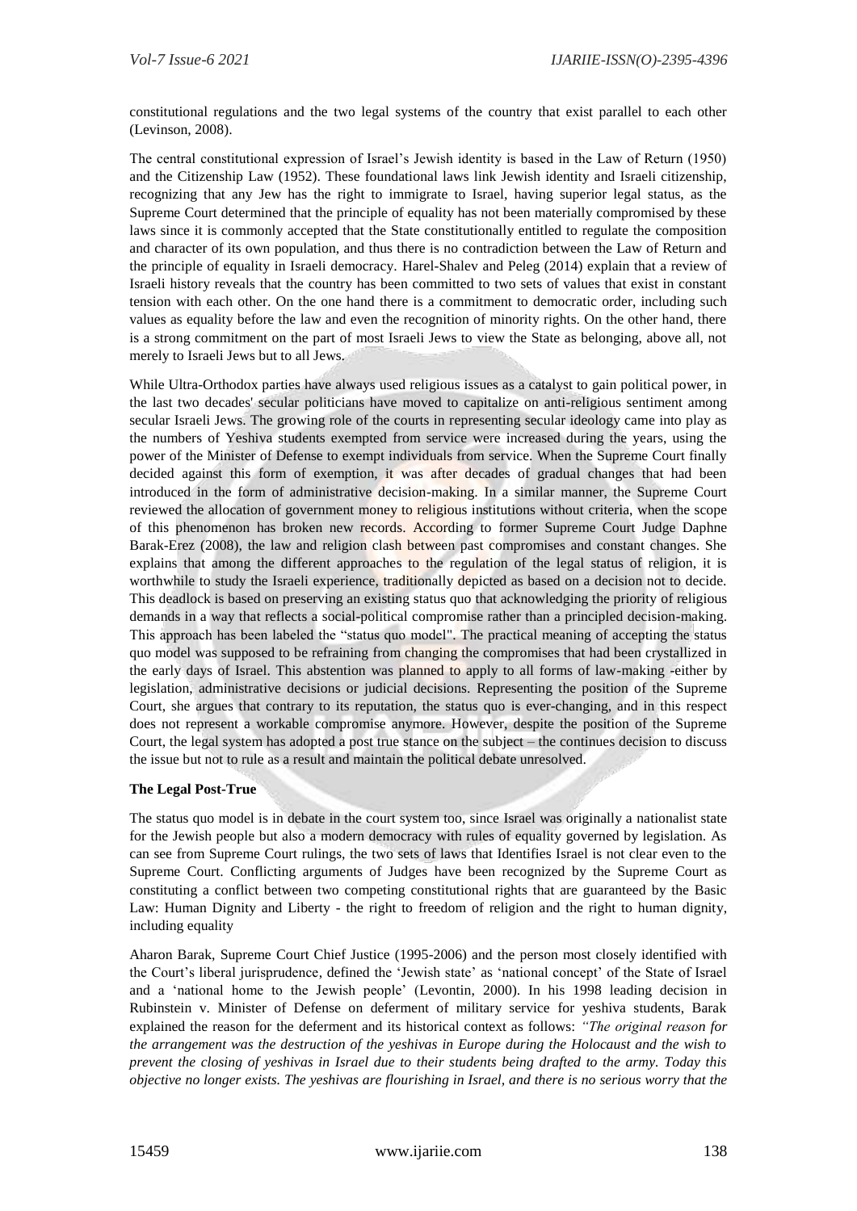constitutional regulations and the two legal systems of the country that exist parallel to each other (Levinson, 2008).

The central constitutional expression of Israel's Jewish identity is based in the Law of Return (1950) and the Citizenship Law (1952). These foundational laws link Jewish identity and Israeli citizenship, recognizing that any Jew has the right to immigrate to Israel, having superior legal status, as the Supreme Court determined that the principle of equality has not been materially compromised by these laws since it is commonly accepted that the State constitutionally entitled to regulate the composition and character of its own population, and thus there is no contradiction between the Law of Return and the principle of equality in Israeli democracy. Harel-Shalev and Peleg (2014) explain that a review of Israeli history reveals that the country has been committed to two sets of values that exist in constant tension with each other. On the one hand there is a commitment to democratic order, including such values as equality before the law and even the recognition of minority rights. On the other hand, there is a strong commitment on the part of most Israeli Jews to view the State as belonging, above all, not merely to Israeli Jews but to all Jews.

While Ultra-Orthodox parties have always used religious issues as a catalyst to gain political power, in the last two decades' secular politicians have moved to capitalize on anti-religious sentiment among secular Israeli Jews. The growing role of the courts in representing secular ideology came into play as the numbers of Yeshiva students exempted from service were increased during the years, using the power of the Minister of Defense to exempt individuals from service. When the Supreme Court finally decided against this form of exemption, it was after decades of gradual changes that had been introduced in the form of administrative decision-making. In a similar manner, the Supreme Court reviewed the allocation of government money to religious institutions without criteria, when the scope of this phenomenon has broken new records. According to former Supreme Court Judge Daphne Barak-Erez (2008), the law and religion clash between past compromises and constant changes. She explains that among the different approaches to the regulation of the legal status of religion, it is worthwhile to study the Israeli experience, traditionally depicted as based on a decision not to decide. This deadlock is based on preserving an existing status quo that acknowledging the priority of religious demands in a way that reflects a social-political compromise rather than a principled decision-making. This approach has been labeled the "status quo model". The practical meaning of accepting the status quo model was supposed to be refraining from changing the compromises that had been crystallized in the early days of Israel. This abstention was planned to apply to all forms of law-making -either by legislation, administrative decisions or judicial decisions. Representing the position of the Supreme Court, she argues that contrary to its reputation, the status quo is ever-changing, and in this respect does not represent a workable compromise anymore. However, despite the position of the Supreme Court, the legal system has adopted a post true stance on the subject – the continues decision to discuss the issue but not to rule as a result and maintain the political debate unresolved.

**The Legal Post-True**

The status quo model is in debate in the court system too, since Israel was originally a nationalist state for the Jewish people but also a modern democracy with rules of equality governed by legislation. As can see from Supreme Court rulings, the two sets of laws that Identifies Israel is not clear even to the Supreme Court. Conflicting arguments of Judges have been recognized by the Supreme Court as constituting a conflict between two competing constitutional rights that are guaranteed by the Basic Law: Human Dignity and Liberty - the right to freedom of religion and the right to human dignity, including equality

Aharon Barak, Supreme Court Chief Justice (1995-2006) and the person most closely identified with the Court's liberal jurisprudence, defined the 'Jewish state' as 'national concept' of the State of Israel and a 'national home to the Jewish people' (Levontin, 2000). In his 1998 leading decision in Rubinstein v. Minister of Defense on deferment of military service for yeshiva students, Barak explained the reason for the deferment and its historical context as follows: *"The original reason for the arrangement was the destruction of the yeshivas in Europe during the Holocaust and the wish to prevent the closing of yeshivas in Israel due to their students being drafted to the army. Today this objective no longer exists. The yeshivas are flourishing in Israel, and there is no serious worry that the*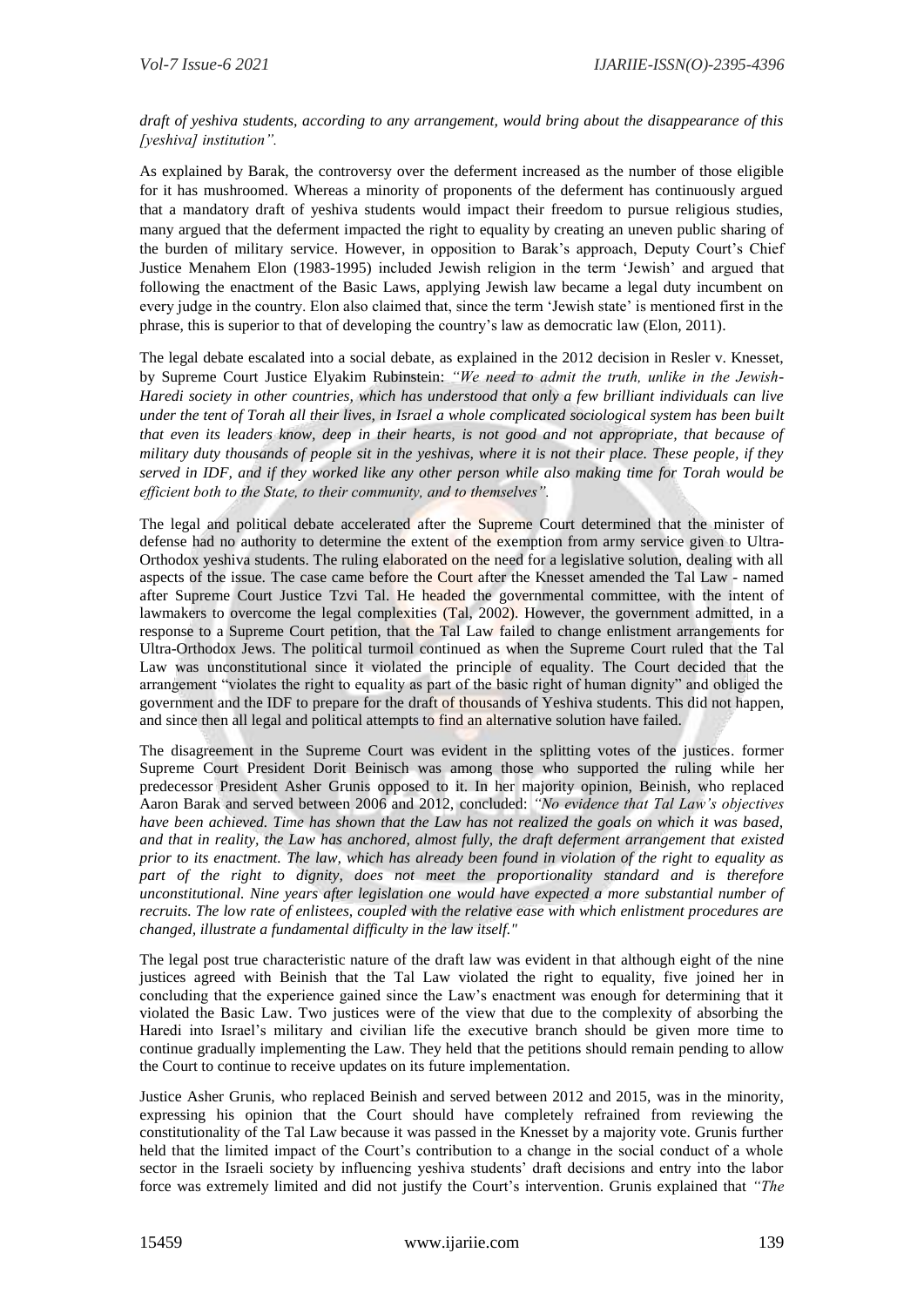*draft of yeshiva students, according to any arrangement, would bring about the disappearance of this [yeshiva] institution".*

As explained by Barak, the controversy over the deferment increased as the number of those eligible for it has mushroomed. Whereas a minority of proponents of the deferment has continuously argued that a mandatory draft of yeshiva students would impact their freedom to pursue religious studies, many argued that the deferment impacted the right to equality by creating an uneven public sharing of the burden of military service. However, in opposition to Barak's approach, Deputy Court's Chief Justice Menahem Elon (1983-1995) included Jewish religion in the term 'Jewish' and argued that following the enactment of the Basic Laws, applying Jewish law became a legal duty incumbent on every judge in the country. Elon also claimed that, since the term 'Jewish state' is mentioned first in the phrase, this is superior to that of developing the country's law as democratic law (Elon, 2011).

The legal debate escalated into a social debate, as explained in the 2012 decision in Resler v. Knesset, by Supreme Court Justice Elyakim Rubinstein: *"We need to admit the truth, unlike in the Jewish-Haredi society in other countries, which has understood that only a few brilliant individuals can live under the tent of Torah all their lives, in Israel a whole complicated sociological system has been built that even its leaders know, deep in their hearts, is not good and not appropriate, that because of military duty thousands of people sit in the yeshivas, where it is not their place. These people, if they served in IDF, and if they worked like any other person while also making time for Torah would be efficient both to the State, to their community, and to themselves".*

The legal and political debate accelerated after the Supreme Court determined that the minister of defense had no authority to determine the extent of the exemption from army service given to Ultra-Orthodox yeshiva students. The ruling elaborated on the need for a legislative solution, dealing with all aspects of the issue. The case came before the Court after the Knesset amended the Tal Law - named after Supreme Court Justice Tzvi Tal. He headed the governmental committee, with the intent of lawmakers to overcome the legal complexities (Tal, 2002). However, the government admitted, in a response to a Supreme Court petition, that the Tal Law failed to change enlistment arrangements for Ultra-Orthodox Jews. The political turmoil continued as when the Supreme Court ruled that the Tal Law was unconstitutional since it violated the principle of equality. The Court decided that the arrangement "violates the right to equality as part of the basic right of human dignity" and obliged the government and the IDF to prepare for the draft of thousands of Yeshiva students. This did not happen, and since then all legal and political attempts to find an alternative solution have failed.

The disagreement in the Supreme Court was evident in the splitting votes of the justices. former Supreme Court President Dorit Beinisch was among those who supported the ruling while her predecessor President Asher Grunis opposed to it. In her majority opinion, Beinish, who replaced Aaron Barak and served between 2006 and 2012, concluded: *"No evidence that Tal Law's objectives have been achieved. Time has shown that the Law has not realized the goals on which it was based, and that in reality, the Law has anchored, almost fully, the draft deferment arrangement that existed prior to its enactment. The law, which has already been found in violation of the right to equality as part of the right to dignity, does not meet the proportionality standard and is therefore unconstitutional. Nine years after legislation one would have expected a more substantial number of recruits. The low rate of enlistees, coupled with the relative ease with which enlistment procedures are changed, illustrate a fundamental difficulty in the law itself."*

The legal post true characteristic nature of the draft law was evident in that although eight of the nine justices agreed with Beinish that the Tal Law violated the right to equality, five joined her in concluding that the experience gained since the Law's enactment was enough for determining that it violated the Basic Law. Two justices were of the view that due to the complexity of absorbing the Haredi into Israel's military and civilian life the executive branch should be given more time to continue gradually implementing the Law. They held that the petitions should remain pending to allow the Court to continue to receive updates on its future implementation.

Justice Asher Grunis, who replaced Beinish and served between 2012 and 2015, was in the minority, expressing his opinion that the Court should have completely refrained from reviewing the constitutionality of the Tal Law because it was passed in the Knesset by a majority vote. Grunis further held that the limited impact of the Court's contribution to a change in the social conduct of a whole sector in the Israeli society by influencing yeshiva students' draft decisions and entry into the labor force was extremely limited and did not justify the Court's intervention. Grunis explained that *"The*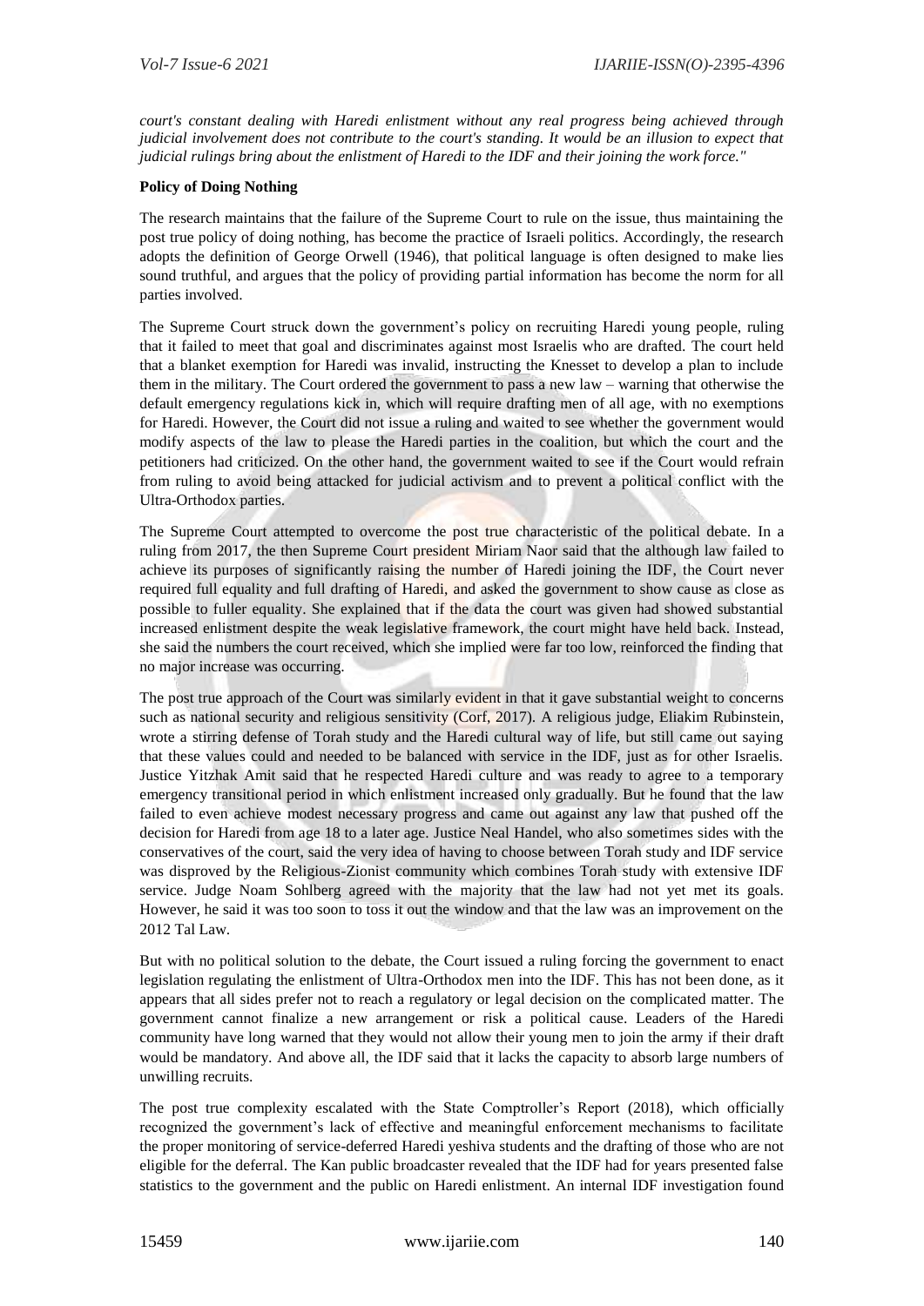*court's constant dealing with Haredi enlistment without any real progress being achieved through judicial involvement does not contribute to the court's standing. It would be an illusion to expect that judicial rulings bring about the enlistment of Haredi to the IDF and their joining the work force."*

**Policy of Doing Nothing**

The research maintains that the failure of the Supreme Court to rule on the issue, thus maintaining the post true policy of doing nothing, has become the practice of Israeli politics. Accordingly, the research adopts the definition of George Orwell (1946), that political language is often designed to make lies sound truthful, and argues that the policy of providing partial information has become the norm for all parties involved.

The Supreme Court struck down the government's policy on recruiting Haredi young people, ruling that it failed to meet that goal and discriminates against most Israelis who are drafted. The court held that a blanket exemption for Haredi was invalid, instructing the Knesset to develop a plan to include them in the military. The Court ordered the government to pass a new law – warning that otherwise the default emergency regulations kick in, which will require drafting men of all age, with no exemptions for Haredi. However, the Court did not issue a ruling and waited to see whether the government would modify aspects of the law to please the Haredi parties in the coalition, but which the court and the petitioners had criticized. On the other hand, the government waited to see if the Court would refrain from ruling to avoid being attacked for judicial activism and to prevent a political conflict with the Ultra-Orthodox parties.

The Supreme Court attempted to overcome the post true characteristic of the political debate. In a ruling from 2017, the then Supreme Court president Miriam Naor said that the although law failed to achieve its purposes of significantly raising the number of Haredi joining the IDF, the Court never required full equality and full drafting of Haredi, and asked the government to show cause as close as possible to fuller equality. She explained that if the data the court was given had showed substantial increased enlistment despite the weak legislative framework, the court might have held back. Instead, she said the numbers the court received, which she implied were far too low, reinforced the finding that no major increase was occurring.

The post true approach of the Court was similarly evident in that it gave substantial weight to concerns such as national security and religious sensitivity (Corf, 2017). A religious judge, Eliakim Rubinstein, wrote a stirring defense of Torah study and the Haredi cultural way of life, but still came out saying that these values could and needed to be balanced with service in the IDF, just as for other Israelis. Justice Yitzhak Amit said that he respected Haredi culture and was ready to agree to a temporary emergency transitional period in which enlistment increased only gradually. But he found that the law failed to even achieve modest necessary progress and came out against any law that pushed off the decision for Haredi from age 18 to a later age. Justice Neal Handel, who also sometimes sides with the conservatives of the court, said the very idea of having to choose between Torah study and IDF service was disproved by the Religious-Zionist community which combines Torah study with extensive IDF service. Judge Noam Sohlberg agreed with the majority that the law had not yet met its goals. However, he said it was too soon to toss it out the window and that the law was an improvement on the 2012 Tal Law.

But with no political solution to the debate, the Court issued a ruling forcing the government to enact legislation regulating the enlistment of Ultra-Orthodox men into the IDF. This has not been done, as it appears that all sides prefer not to reach a regulatory or legal decision on the complicated matter. The government cannot finalize a new arrangement or risk a political cause. Leaders of the Haredi community have long warned that they would not allow their young men to join the army if their draft would be mandatory. And above all, the IDF said that it lacks the capacity to absorb large numbers of unwilling recruits.

The post true complexity escalated with the State Comptroller's Report (2018), which officially recognized the government's lack of effective and meaningful enforcement mechanisms to facilitate the proper monitoring of service-deferred Haredi yeshiva students and the drafting of those who are not eligible for the deferral. The Kan public broadcaster revealed that the IDF had for years presented false statistics to the government and the public on Haredi enlistment. An internal IDF investigation found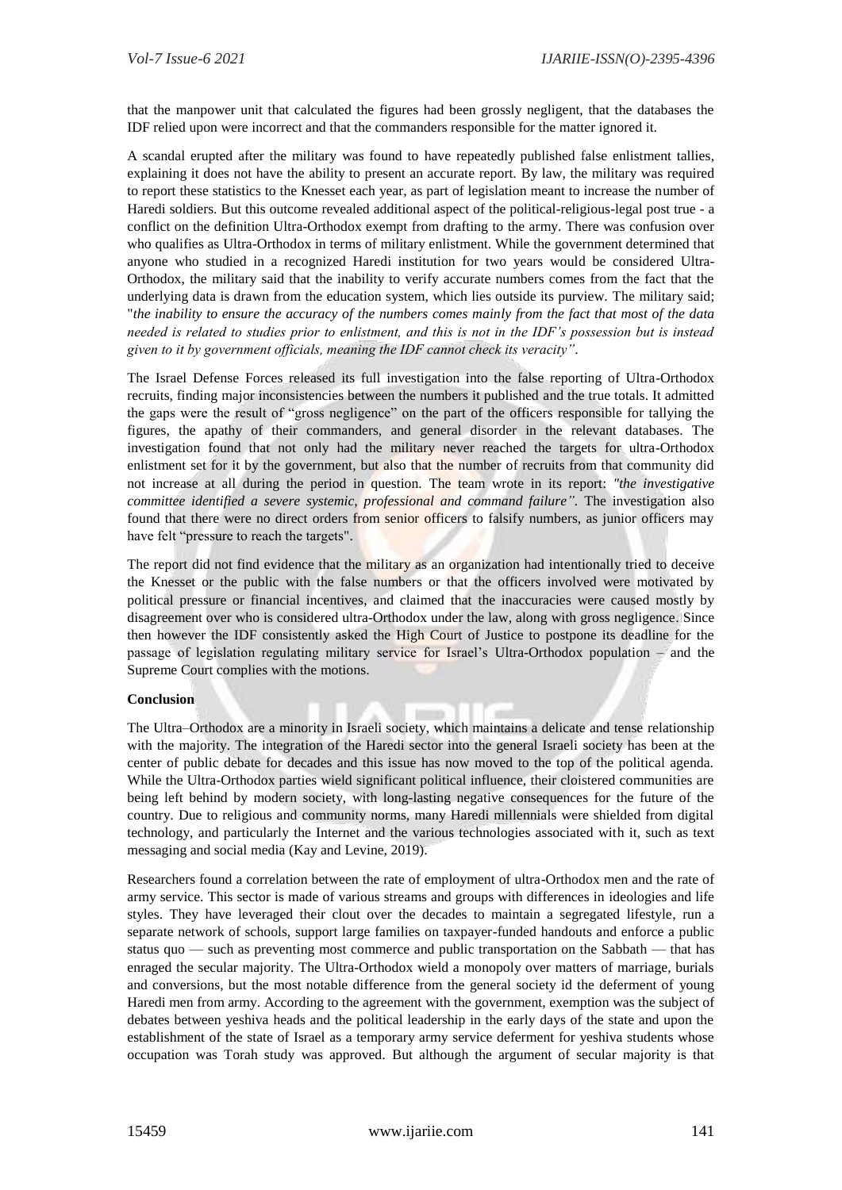that the manpower unit that calculated the figures had been grossly negligent, that the databases the IDF relied upon were incorrect and that the commanders responsible for the matter ignored it.

A scandal erupted after the military was found to have repeatedly published false enlistment tallies, explaining it does not have the ability to present an accurate report. By law, the military was required to report these statistics to the Knesset each year, as part of legislation meant to increase the number of Haredi soldiers. But this outcome revealed additional aspect of the political-religious-legal post true - a conflict on the definition Ultra-Orthodox exempt from drafting to the army. There was confusion over who qualifies as Ultra-Orthodox in terms of military enlistment. While the government determined that anyone who studied in a recognized Haredi institution for two years would be considered Ultra-Orthodox, the military said that the inability to verify accurate numbers comes from the fact that the underlying data is drawn from the education system, which lies outside its purview. The military said; "*the inability to ensure the accuracy of the numbers comes mainly from the fact that most of the data needed is related to studies prior to enlistment, and this is not in the IDF's possession but is instead given to it by government officials, meaning the IDF cannot check its veracity"*.

The Israel Defense Forces released its full investigation into the false reporting of Ultra-Orthodox recruits, finding major inconsistencies between the numbers it published and the true totals. It admitted the gaps were the result of "gross negligence" on the part of the officers responsible for tallying the figures, the apathy of their commanders, and general disorder in the relevant databases. The investigation found that not only had the military never reached the targets for ultra-Orthodox enlistment set for it by the government, but also that the number of recruits from that community did not increase at all during the period in question. The team wrote in its report: *"the investigative committee identified a severe systemic, professional and command failure"*. The investigation also found that there were no direct orders from senior officers to falsify numbers, as junior officers may have felt "pressure to reach the targets".

The report did not find evidence that the military as an organization had intentionally tried to deceive the Knesset or the public with the false numbers or that the officers involved were motivated by political pressure or financial incentives, and claimed that the inaccuracies were caused mostly by disagreement over who is considered ultra-Orthodox under the law, along with gross negligence. Since then however the IDF consistently asked the High Court of Justice to postpone its deadline for the passage of legislation regulating military service for Israel's Ultra-Orthodox population – and the Supreme Court complies with the motions.

**Conclusion**

The Ultra–Orthodox are a minority in Israeli society, which maintains a delicate and tense relationship with the majority. The integration of the Haredi sector into the general Israeli society has been at the center of public debate for decades and this issue has now moved to the top of the political agenda. While the Ultra-Orthodox parties wield significant political influence, their cloistered communities are being left behind by modern society, with long-lasting negative consequences for the future of the country. Due to religious and community norms, many Haredi millennials were shielded from digital technology, and particularly the Internet and the various technologies associated with it, such as text messaging and social media (Kay and Levine, 2019).

Researchers found a correlation between the rate of employment of ultra-Orthodox men and the rate of army service. This sector is made of various streams and groups with differences in ideologies and life styles. They have leveraged their clout over the decades to maintain a segregated lifestyle, run a separate network of schools, support large families on taxpayer-funded handouts and enforce a public status quo — such as preventing most commerce and public transportation on the Sabbath — that has enraged the secular majority. The Ultra-Orthodox wield a monopoly over matters of marriage, burials and conversions, but the most notable difference from the general society id the deferment of young Haredi men from army. According to the agreement with the government, exemption was the subject of debates between yeshiva heads and the political leadership in the early days of the state and upon the establishment of the state of Israel as a temporary army service deferment for yeshiva students whose occupation was Torah study was approved. But although the argument of secular majority is that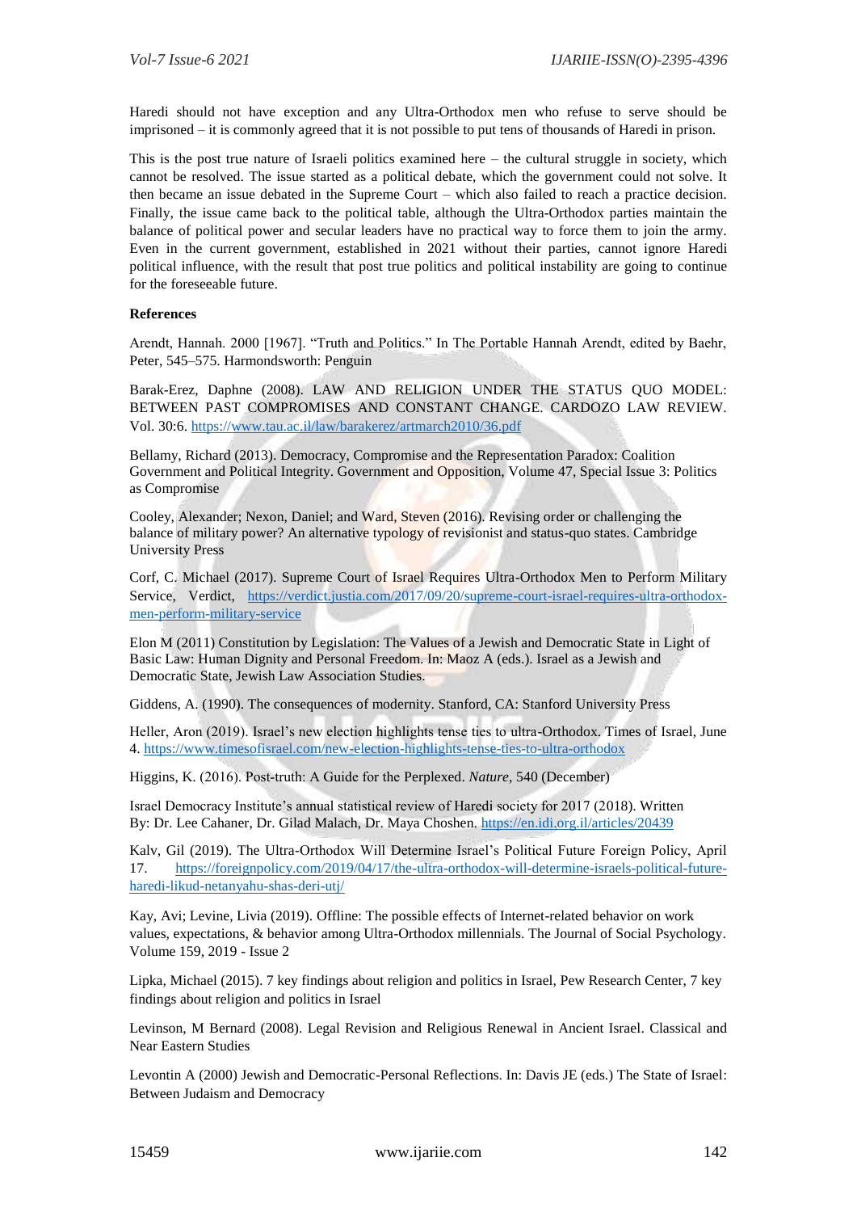Haredi should not have exception and any Ultra-Orthodox men who refuse to serve should be imprisoned – it is commonly agreed that it is not possible to put tens of thousands of Haredi in prison.

This is the post true nature of Israeli politics examined here – the cultural struggle in society, which cannot be resolved. The issue started as a political debate, which the government could not solve. It then became an issue debated in the Supreme Court – which also failed to reach a practice decision. Finally, the issue came back to the political table, although the Ultra-Orthodox parties maintain the balance of political power and secular leaders have no practical way to force them to join the army. Even in the current government, established in 2021 without their parties, cannot ignore Haredi political influence, with the result that post true politics and political instability are going to continue for the foreseeable future.

**References**

Arendt, Hannah. 2000 [1967]. "Truth and Politics." In The Portable Hannah Arendt, edited by Baehr, Peter, 545–575. Harmondsworth: Penguin

Barak-Erez, Daphne (2008). LAW AND RELIGION UNDER THE STATUS QUO MODEL: BETWEEN PAST COMPROMISES AND CONSTANT CHANGE. CARDOZO LAW REVIEW. Vol. 30:6. https://www.tau.ac.il/law/barakerez/artmarch2010/36.pdf

Bellamy, Richard (2013). Democracy, Compromise and the Representation Paradox: Coalition Government and Political Integrity. Government and Opposition, Volume 47, Special Issue 3: Politics as Compromise

Cooley, Alexander; Nexon, Daniel; and Ward, Steven (2016). Revising order or challenging the balance of military power? An alternative typology of revisionist and status-quo states. Cambridge University Press

Corf, C. Michael (2017). Supreme Court of Israel Requires Ultra-Orthodox Men to Perform Military Service, Verdict, https://verdict.justia.com/2017/09/20/supreme-court-israel-requires-ultra-orthodox-men-perform-military-service

Elon M (2011) Constitution by Legislation: The Values of a Jewish and Democratic State in Light of Basic Law: Human Dignity and Personal Freedom. In: Maoz A (eds.). Israel as a Jewish and Democratic State, Jewish Law Association Studies.

Giddens, A. (1990). The consequences of modernity. Stanford, CA: Stanford University Press

Heller, Aron (2019). Israel's new election highlights tense ties to ultra-Orthodox. Times of Israel, June 4. https://www.timesofisrael.com/new-election-highlights-tense-ties-to-ultra-orthodox

Higgins, K. (2016). Post-truth: A Guide for the Perplexed. *Nature*, 540 (December)

Israel Democracy Institute's annual statistical review of Haredi society for 2017 (2018). Written By: Dr. Lee Cahaner, Dr. Gilad Malach, Dr. Maya Choshen. https://en.idi.org.il/articles/20439

Kalv, Gil (2019). The Ultra-Orthodox Will Determine Israel's Political Future Foreign Policy, April 17. https://foreignpolicy.com/2019/04/17/the-ultra-orthodox-will-determine-israels-political-future-haredi-likud-netanyahu-shas-deri-utj/

Kay, Avi; Levine, Livia (2019). Offline: The possible effects of Internet-related behavior on work values, expectations, & behavior among Ultra-Orthodox millennials. The Journal of Social Psychology. Volume 159, 2019 - Issue 2

Lipka, Michael (2015). 7 key findings about religion and politics in Israel, Pew Research Center, 7 key findings about religion and politics in Israel

Levinson, M Bernard (2008). Legal Revision and Religious Renewal in Ancient Israel. Classical and Near Eastern Studies

Levontin A (2000) Jewish and Democratic-Personal Reflections. In: Davis JE (eds.) The State of Israel: Between Judaism and Democracy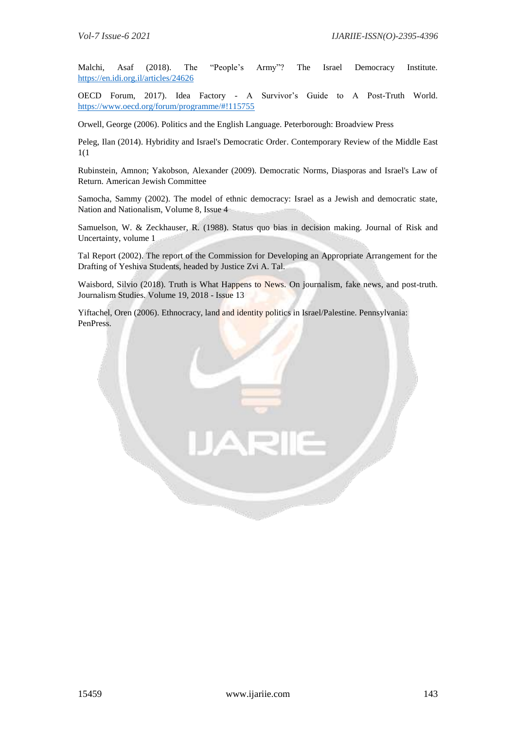Malchi, Asaf (2018). The "People's Army"? The Israel Democracy Institute. https://en.idi.org.il/articles/24626

OECD Forum, 2017). Idea Factory - A Survivor's Guide to A Post-Truth World. https://www.oecd.org/forum/programme/#!115755

Orwell, George (2006). Politics and the English Language. Peterborough: Broadview Press

Peleg, Ilan (2014). Hybridity and Israel's Democratic Order. Contemporary Review of the Middle East 1(1

Rubinstein, Amnon; Yakobson, Alexander (2009). Democratic Norms, Diasporas and Israel's Law of Return. American Jewish Committee

Samocha, Sammy (2002). The model of ethnic democracy: Israel as a Jewish and democratic state, Nation and Nationalism, Volume 8, Issue 4

Samuelson, W. & Zeckhauser, R. (1988). Status quo bias in decision making. Journal of Risk and Uncertainty, volume 1

Tal Report (2002). The report of the Commission for Developing an Appropriate Arrangement for the Drafting of Yeshiva Students, headed by Justice Zvi A. Tal.

Waisbord, Silvio (2018). Truth is What Happens to News. On journalism, fake news, and post-truth. Journalism Studies. Volume 19, 2018 - Issue 13

Yiftachel, Oren (2006). Ethnocracy, land and identity politics in Israel/Palestine. Pennsylvania: PenPress.